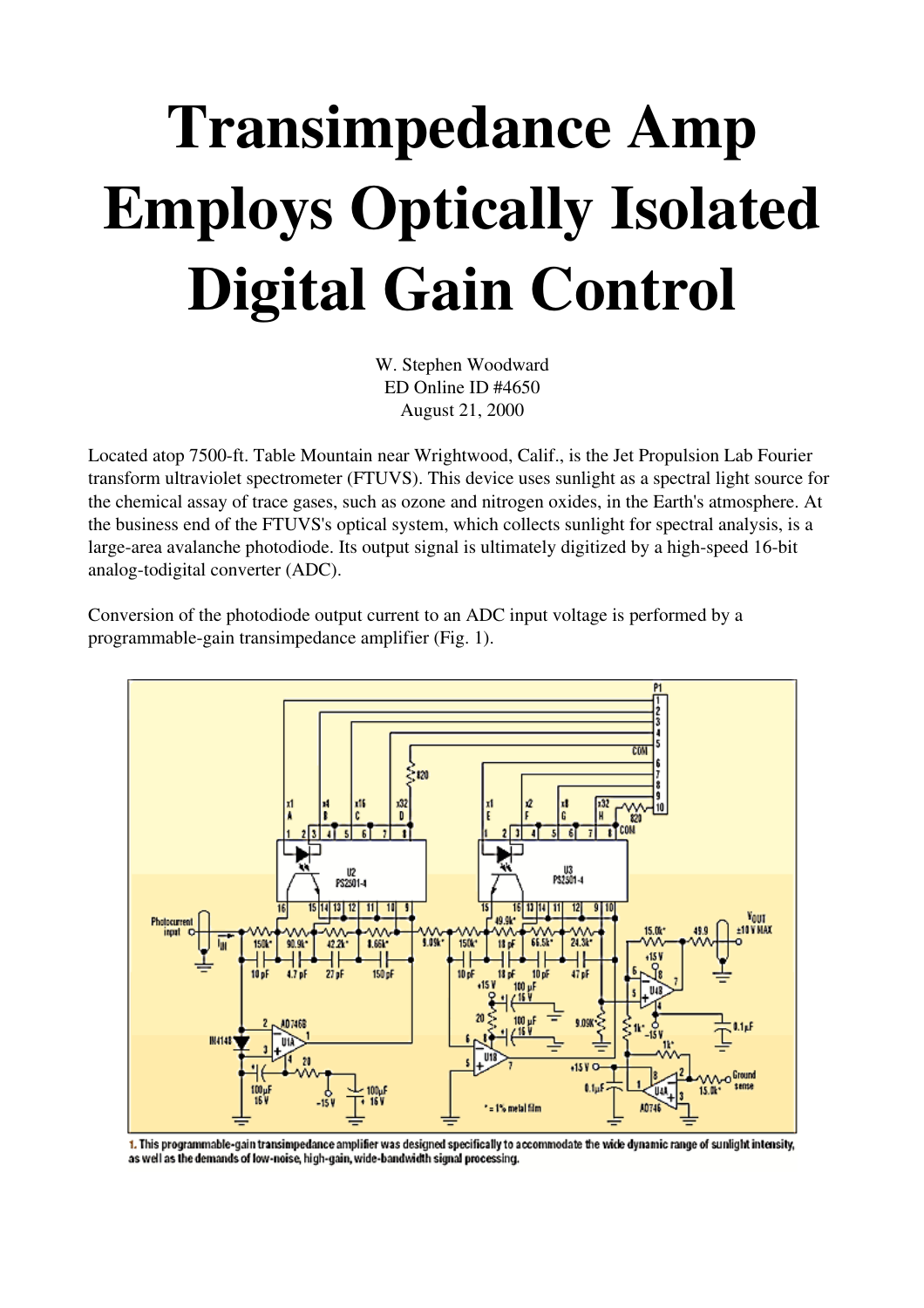# Transimpedance Amp Employs Optically Isolated Digital Gain Control

W. Stephen Woodward
ED Online ID #4650
August 21, 2000

Located atop 7500-ft. Table Mountain near Wrightwood, Calif., is the Jet Propulsion Lab Fourier transform ultraviolet spectrometer (FTUVS). This device uses sunlight as a spectral light source for the chemical assay of trace gases, such as ozone and nitrogen oxides, in the Earth's atmosphere. At the business end of the FTUVS's optical system, which collects sunlight for spectral analysis, is a large-area avalanche photodiode. Its output signal is ultimately digitized by a high-speed 16-bit analog-todigital converter (ADC).

Conversion of the photodiode output current to an ADC input voltage is performed by a programmable-gain transimpedance amplifier (Fig. 1).

1. This programmable-gain transimpedance amplifier was designed specifically to accommodate the wide dynamic range of sunlight intensity, as well as the demands of low-noise, high-gain, wide-bandwidth signal processing.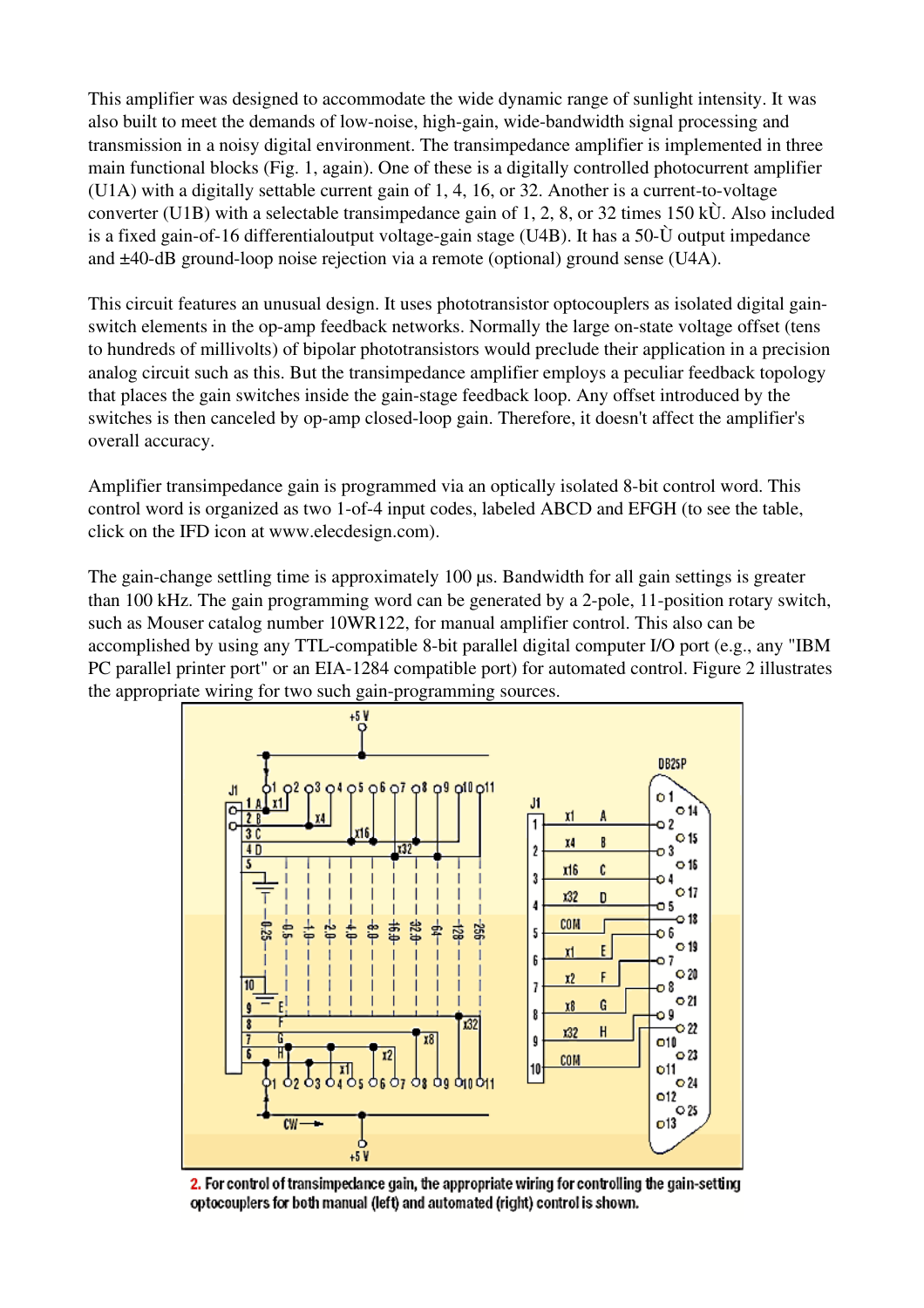This amplifier was designed to accommodate the wide dynamic range of sunlight intensity. It was also built to meet the demands of low-noise, high-gain, wide-bandwidth signal processing and transmission in a noisy digital environment. The transimpedance amplifier is implemented in three main functional blocks (Fig. 1, again). One of these is a digitally controlled photocurrent amplifier (U1A) with a digitally settable current gain of 1, 4, 16, or 32. Another is a current-to-voltage converter (U1B) with a selectable transimpedance gain of 1, 2, 8, or 32 times 150 kÙ. Also included is a fixed gain-of-16 differentialoutput voltage-gain stage (U4B). It has a 50-Ù output impedance and ±40-dB ground-loop noise rejection via a remote (optional) ground sense (U4A).

This circuit features an unusual design. It uses phototransistor optocouplers as isolated digital gain-switch elements in the op-amp feedback networks. Normally the large on-state voltage offset (tens to hundreds of millivolts) of bipolar phototransistors would preclude their application in a precision analog circuit such as this. But the transimpedance amplifier employs a peculiar feedback topology that places the gain switches inside the gain-stage feedback loop. Any offset introduced by the switches is then canceled by op-amp closed-loop gain. Therefore, it doesn't affect the amplifier's overall accuracy.

Amplifier transimpedance gain is programmed via an optically isolated 8-bit control word. This control word is organized as two 1-of-4 input codes, labeled ABCD and EFGH (to see the table, click on the IFD icon at www.elecdesign.com).

The gain-change settling time is approximately 100 µs. Bandwidth for all gain settings is greater than 100 kHz. The gain programming word can be generated by a 2-pole, 11-position rotary switch, such as Mouser catalog number 10WR122, for manual amplifier control. This also can be accomplished by using any TTL-compatible 8-bit parallel digital computer I/O port (e.g., any "IBM PC parallel printer port" or an EIA-1284 compatible port) for automated control. Figure 2 illustrates the appropriate wiring for two such gain-programming sources.

2. For control of transimpedance gain, the appropriate wiring for controlling the gain-setting optocouplers for both manual (left) and automated (right) control is shown.